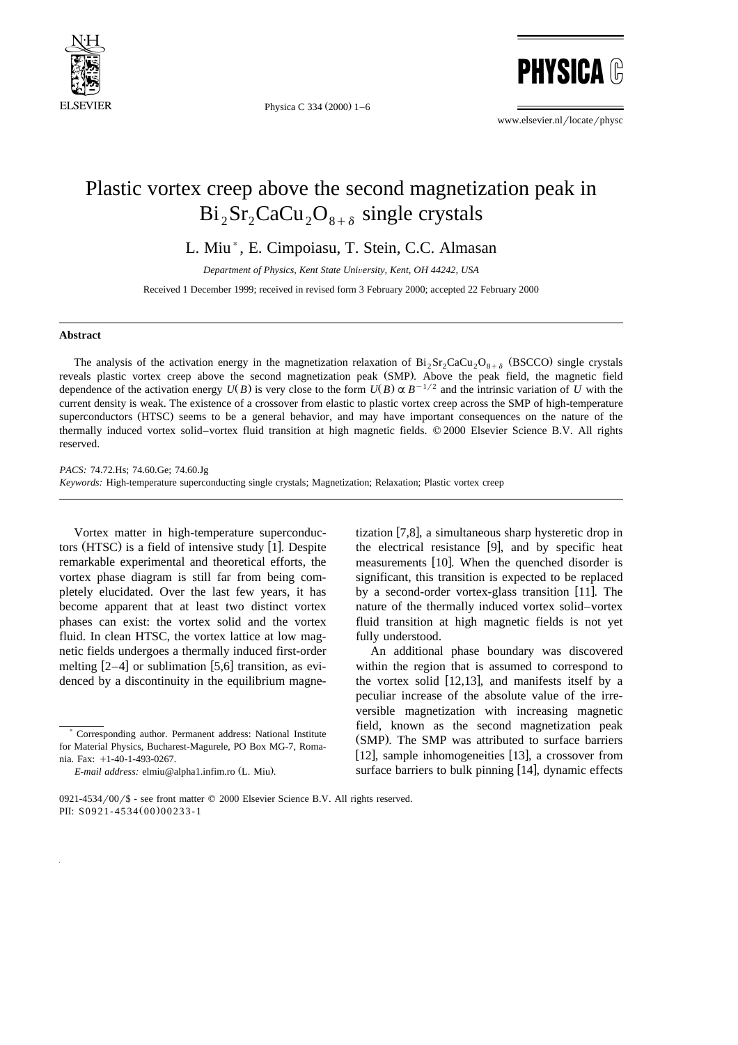# Plastic vortex creep above the second magnetization peak in $Bi_2Sr_2CaCu_2O_{8+\delta}$ single crystals

L. Miu *, E. Cimpoiasu, T. Stein, C.C. Almasan

*Department of Physics, Kent State University, Kent, OH 44242, USA*

Received 1 December 1999; received in revised form 3 February 2000; accepted 22 February 2000

## Abstract

The analysis of the activation energy in the magnetization relaxation of $Bi_2Sr_2CaCu_2O_{8+\delta}$ (BSCCO) single crystals reveals plastic vortex creep above the second magnetization peak (SMP). Above the peak field, the magnetic field dependence of the activation energy $U(B)$ is very close to the form $U(B) \propto B^{-1/2}$ and the intrinsic variation of $U$ with the current density is weak. The existence of a crossover from elastic to plastic vortex creep across the SMP of high-temperature superconductors (HTSC) seems to be a general behavior, and may have important consequences on the nature of the thermally induced vortex solid–vortex fluid transition at high magnetic fields. © 2000 Elsevier Science B.V. All rights reserved.

*PACS:* 74.72.Hs; 74.60.Ge; 74.60.Jg

*Keywords:* High-temperature superconducting single crystals; Magnetization; Relaxation; Plastic vortex creep

Vortex matter in high-temperature superconductors (HTSC) is a field of intensive study [1]. Despite remarkable experimental and theoretical efforts, the vortex phase diagram is still far from being completely elucidated. Over the last few years, it has become apparent that at least two distinct vortex phases can exist: the vortex solid and the vortex fluid. In clean HTSC, the vortex lattice at low magnetic fields undergoes a thermally induced first-order melting [2–4] or sublimation [5,6] transition, as evidenced by a discontinuity in the equilibrium magnetization [7,8], a simultaneous sharp hysteretic drop in the electrical resistance [9], and by specific heat measurements [10]. When the quenched disorder is significant, this transition is expected to be replaced by a second-order vortex-glass transition [11]. The nature of the thermally induced vortex solid–vortex fluid transition at high magnetic fields is not yet fully understood.

An additional phase boundary was discovered within the region that is assumed to correspond to the vortex solid [12,13], and manifests itself by a peculiar increase of the absolute value of the irreversible magnetization with increasing magnetic field, known as the second magnetization peak (SMP). The SMP was attributed to surface barriers [12], sample inhomogeneities [13], a crossover from surface barriers to bulk pinning [14], dynamic effects

---

* Corresponding author. Permanent address: National Institute for Material Physics, Bucharest-Magurele, PO Box MG-7, Romania. Fax: +1-40-1-493-0267.

*E-mail address:* elmiu@alpha1.infim.ro (L. Miu).

0921-4534/00/$ - see front matter © 2000 Elsevier Science B.V. All rights reserved.
PII: S0921-4534(00)00233-1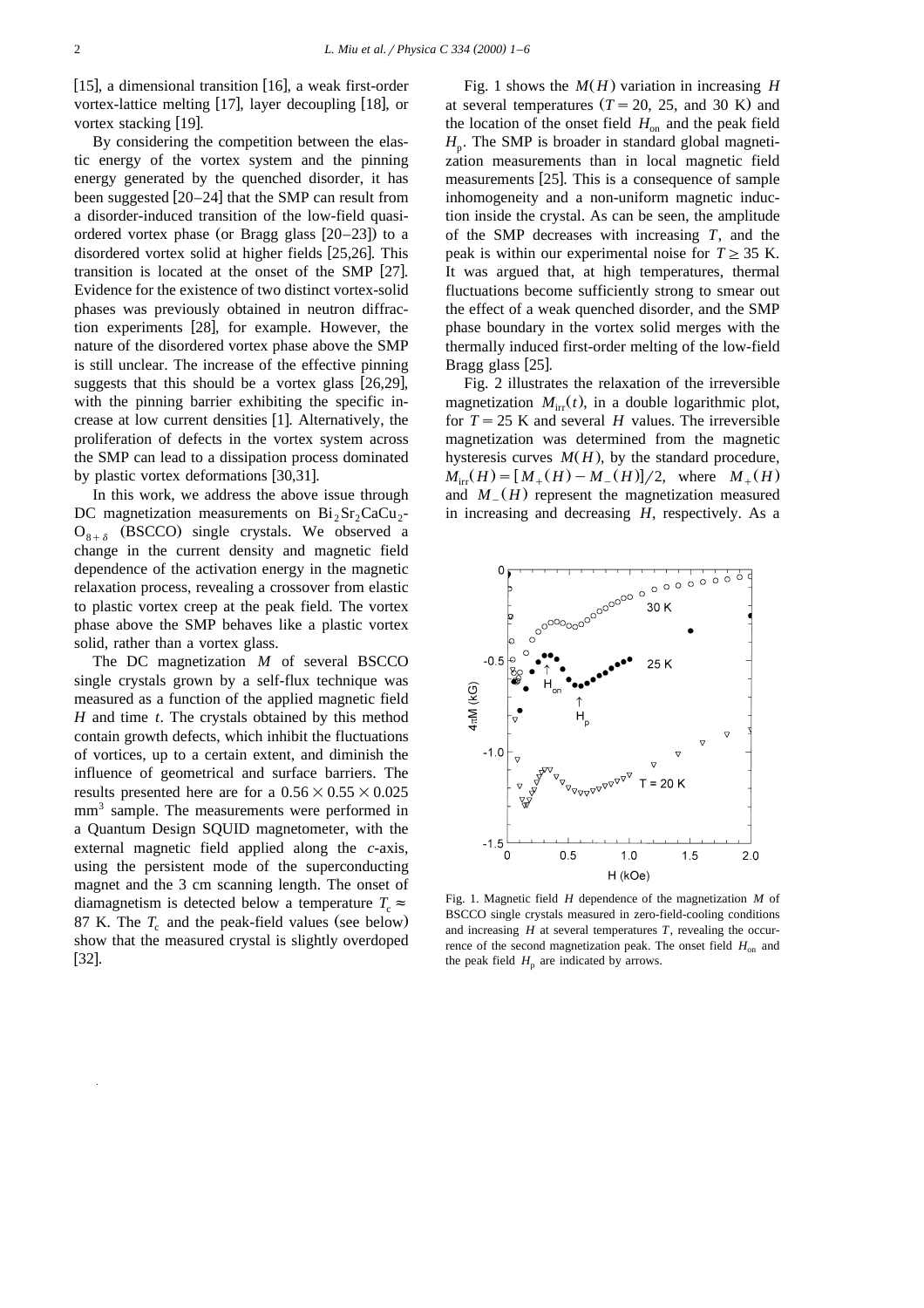[15], a dimensional transition [16], a weak first-order vortex-lattice melting [17], layer decoupling [18], or vortex stacking [19].

By considering the competition between the elastic energy of the vortex system and the pinning energy generated by the quenched disorder, it has been suggested [20–24] that the SMP can result from a disorder-induced transition of the low-field quasi-ordered vortex phase (or Bragg glass [20–23]) to a disordered vortex solid at higher fields [25,26]. This transition is located at the onset of the SMP [27]. Evidence for the existence of two distinct vortex-solid phases was previously obtained in neutron diffraction experiments [28], for example. However, the nature of the disordered vortex phase above the SMP is still unclear. The increase of the effective pinning suggests that this should be a vortex glass [26,29], with the pinning barrier exhibiting the specific increase at low current densities [1]. Alternatively, the proliferation of defects in the vortex system across the SMP can lead to a dissipation process dominated by plastic vortex deformations [30,31].

In this work, we address the above issue through DC magnetization measurements on $Bi_2Sr_2CaCu_2O_{8+\delta}$ (BSCCO) single crystals. We observed a change in the current density and magnetic field dependence of the activation energy in the magnetic relaxation process, revealing a crossover from elastic to plastic vortex creep at the peak field. The vortex phase above the SMP behaves like a plastic vortex solid, rather than a vortex glass.

The DC magnetization $M$ of several BSCCO single crystals grown by a self-flux technique was measured as a function of the applied magnetic field $H$ and time $t$. The crystals obtained by this method contain growth defects, which inhibit the fluctuations of vortices, up to a certain extent, and diminish the influence of geometrical and surface barriers. The results presented here are for a $0.56 \times 0.55 \times 0.025$ mm$^3$ sample. The measurements were performed in a Quantum Design SQUID magnetometer, with the external magnetic field applied along the *c*-axis, using the persistent mode of the superconducting magnet and the 3 cm scanning length. The onset of diamagnetism is detected below a temperature $T_c \approx 87$ K. The $T_c$ and the peak-field values (see below) show that the measured crystal is slightly overdoped [32].

Fig. 1 shows the $M(H)$ variation in increasing $H$ at several temperatures ($T = 20$, 25, and 30 K) and the location of the onset field $H_{on}$ and the peak field $H_p$. The SMP is broader in standard global magnetization measurements than in local magnetic field measurements [25]. This is a consequence of sample inhomogeneity and a non-uniform magnetic induction inside the crystal. As can be seen, the amplitude of the SMP decreases with increasing $T$, and the peak is within our experimental noise for $T \geq 35$ K. It was argued that, at high temperatures, thermal fluctuations become sufficiently strong to smear out the effect of a weak quenched disorder, and the SMP phase boundary in the vortex solid merges with the thermally induced first-order melting of the low-field Bragg glass [25].

Fig. 2 illustrates the relaxation of the irreversible magnetization $M_{irr}(t)$, in a double logarithmic plot, for $T = 25$ K and several $H$ values. The irreversible magnetization was determined from the magnetic hysteresis curves $M(H)$, by the standard procedure, $M_{irr}(H) = [M_+(H) - M_-(H)]/2$, where $M_+(H)$ and $M_-(H)$ represent the magnetization measured in increasing and decreasing $H$, respectively. As a

Fig. 1. Magnetic field $H$ dependence of the magnetization $M$ of BSCCO single crystals measured in zero-field-cooling conditions and increasing $H$ at several temperatures $T$, revealing the occurrence of the second magnetization peak. The onset field $H_{on}$ and the peak field $H_p$ are indicated by arrows.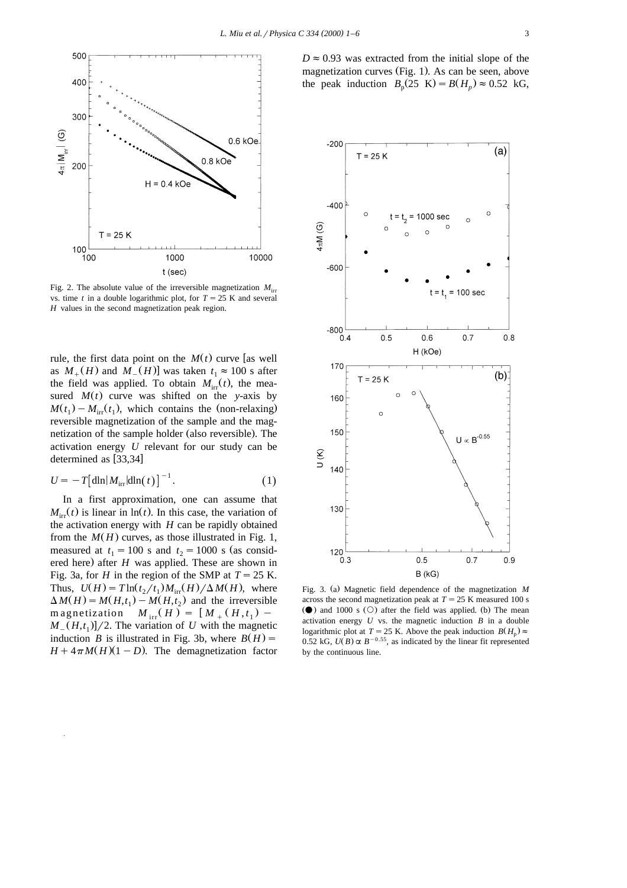Fig. 2. The absolute value of the irreversible magnetization $M_{irr}$ vs. time $t$ in a double logarithmic plot, for $T = 25$ K and several $H$ values in the second magnetization peak region.

rule, the first data point on the $M(t)$ curve [as well as $M_+(H)$ and $M_-(H)$] was taken $t_1 \approx 100$ s after the field was applied. To obtain $M_{irr}(t)$, the measured $M(t)$ curve was shifted on the $y$-axis by $M(t_1) - M_{irr}(t_1)$, which contains the (non-relaxing) reversible magnetization of the sample and the magnetization of the sample holder (also reversible). The activation energy $U$ relevant for our study can be determined as [33,34]

$$U = -T\left[\mathrm{d}\ln|M_{irr}|\mathrm{d}\ln(t)\right]^{-1}. \tag{1}$$

In a first approximation, one can assume that $M_{irr}(t)$ is linear in $\ln(t)$. In this case, the variation of the activation energy with $H$ can be rapidly obtained from the $M(H)$ curves, as those illustrated in Fig. 1, measured at $t_1 = 100$ s and $t_2 = 1000$ s (as considered here) after $H$ was applied. These are shown in Fig. 3a, for $H$ in the region of the SMP at $T = 25$ K. Thus, $U(H) = T\ln(t_2/t_1)M_{irr}(H)/\Delta M(H)$, where $\Delta M(H) = M(H,t_1) - M(H,t_2)$ and the irreversible magnetization $M_{irr}(H) = [M_+(H,t_1) - M_-(H,t_1)]/2$. The variation of $U$ with the magnetic induction $B$ is illustrated in Fig. 3b, where $B(H) = H + 4\pi M(H)(1-D)$. The demagnetization factor $D \approx 0.93$ was extracted from the initial slope of the magnetization curves (Fig. 1). As can be seen, above the peak induction $B_p(25\text{ K}) = B(H_p) \approx 0.52$ kG,

Fig. 3. (a) Magnetic field dependence of the magnetization $M$ across the second magnetization peak at $T = 25$ K measured 100 s (●) and 1000 s (○) after the field was applied. (b) The mean activation energy $U$ vs. the magnetic induction $B$ in a double logarithmic plot at $T = 25$ K. Above the peak induction $B(H_p) \approx 0.52$ kG, $U(B) \propto B^{-0.55}$, as indicated by the linear fit represented by the continuous line.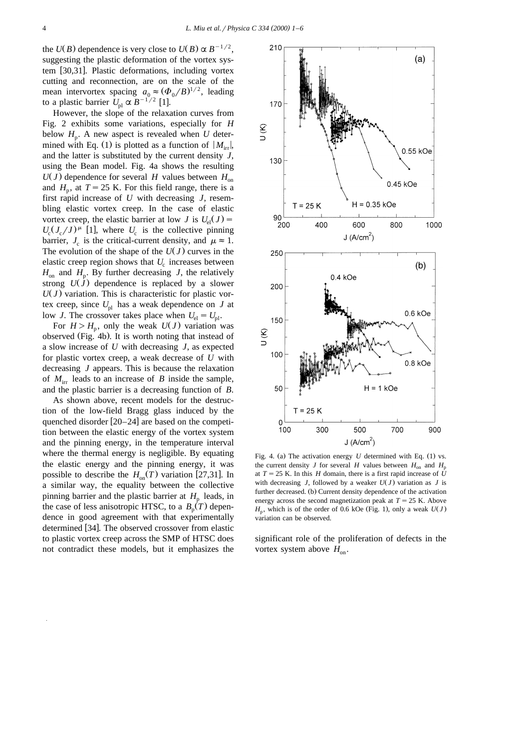the $U(B)$ dependence is very close to $U(B) \propto B^{-1/2}$, suggesting the plastic deformation of the vortex system [30,31]. Plastic deformations, including vortex cutting and reconnection, are on the scale of the mean intervortex spacing $a_0 \approx (\Phi_0/B)^{1/2}$, leading to a plastic barrier $U_{pl} \propto B^{-1/2}$ [1].

However, the slope of the relaxation curves from Fig. 2 exhibits some variations, especially for $H$ below $H_p$. A new aspect is revealed when $U$ determined with Eq. (1) is plotted as a function of $|M_{irr}|$, and the latter is substituted by the current density $J$, using the Bean model. Fig. 4a shows the resulting $U(J)$ dependence for several $H$ values between $H_{on}$ and $H_p$, at $T = 25$ K. For this field range, there is a first rapid increase of $U$ with decreasing $J$, resembling elastic vortex creep. In the case of elastic vortex creep, the elastic barrier at low $J$ is $U_{el}(J) = U_c(J_c/J)^{\mu}$ [1], where $U_c$ is the collective pinning barrier, $J_c$ is the critical-current density, and $\mu \approx 1$. The evolution of the shape of the $U(J)$ curves in the elastic creep region shows that $U_c$ increases between $H_{on}$ and $H_p$. By further decreasing $J$, the relatively strong $U(J)$ dependence is replaced by a slower $U(J)$ variation. This is characteristic for plastic vortex creep, since $U_{pl}$ has a weak dependence on $J$ at low $J$. The crossover takes place when $U_{el} = U_{pl}$.

For $H > H_p$, only the weak $U(J)$ variation was observed (Fig. 4b). It is worth noting that instead of a slow increase of $U$ with decreasing $J$, as expected for plastic vortex creep, a weak decrease of $U$ with decreasing $J$ appears. This is because the relaxation of $M_{irr}$ leads to an increase of $B$ inside the sample, and the plastic barrier is a decreasing function of $B$.

As shown above, recent models for the destruction of the low-field Bragg glass induced by the quenched disorder [20–24] are based on the competition between the elastic energy of the vortex system and the pinning energy, in the temperature interval where the thermal energy is negligible. By equating the elastic energy and the pinning energy, it was possible to describe the $H_{on}(T)$ variation [27,31]. In a similar way, the equality between the collective pinning barrier and the plastic barrier at $H_p$ leads, in the case of less anisotropic HTSC, to a $B_p(T)$ dependence in good agreement with that experimentally determined [34]. The observed crossover from elastic to plastic vortex creep across the SMP of HTSC does not contradict these models, but it emphasizes the significant role of the proliferation of defects in the vortex system above $H_{on}$.

Fig. 4. (a) The activation energy $U$ determined with Eq. (1) vs. the current density $J$ for several $H$ values between $H_{on}$ and $H_p$ at $T = 25$ K. In this $H$ domain, there is a first rapid increase of $U$ with decreasing $J$, followed by a weaker $U(J)$ variation as $J$ is further decreased. (b) Current density dependence of the activation energy across the second magnetization peak at $T = 25$ K. Above $H_p$, which is of the order of 0.6 kOe (Fig. 1), only a weak $U(J)$ variation can be observed.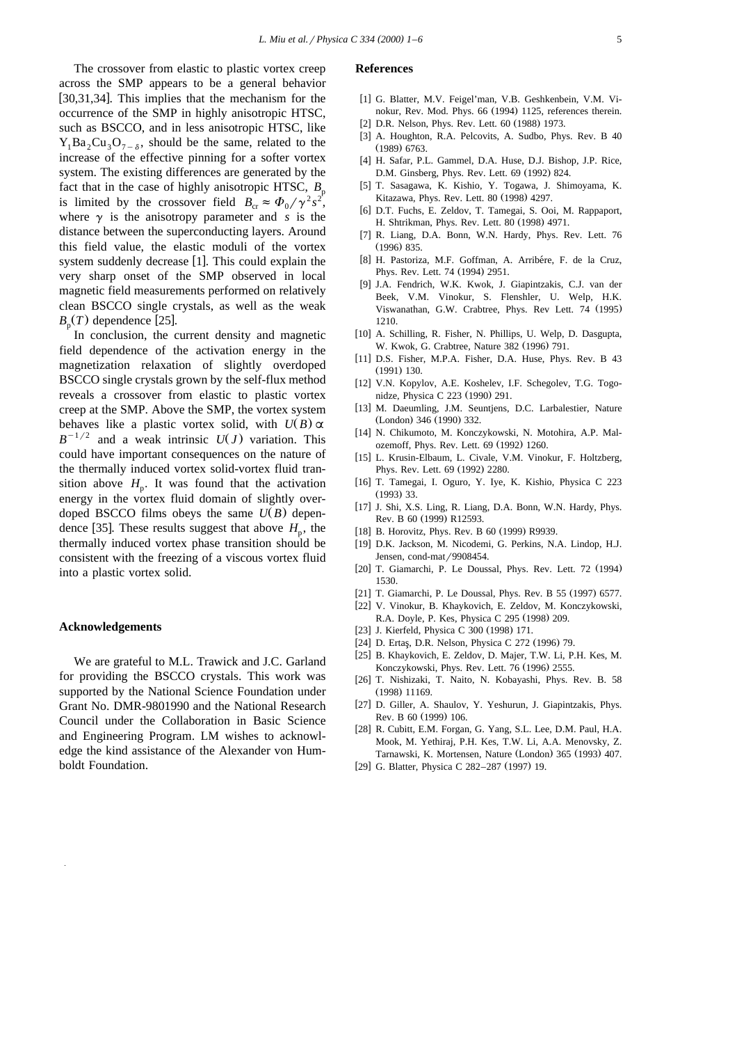The crossover from elastic to plastic vortex creep across the SMP appears to be a general behavior [30,31,34]. This implies that the mechanism for the occurrence of the SMP in highly anisotropic HTSC, such as BSCCO, and in less anisotropic HTSC, like $Y_1Ba_2Cu_3O_{7-\delta}$, should be the same, related to the increase of the effective pinning for a softer vortex system. The existing differences are generated by the fact that in the case of highly anisotropic HTSC, $B_p$ is limited by the crossover field $B_{cr} \approx \Phi_0/\gamma^2 s^2$, where $\gamma$ is the anisotropy parameter and $s$ is the distance between the superconducting layers. Around this field value, the elastic moduli of the vortex system suddenly decrease [1]. This could explain the very sharp onset of the SMP observed in local magnetic field measurements performed on relatively clean BSCCO single crystals, as well as the weak $B_p(T)$ dependence [25].

In conclusion, the current density and magnetic field dependence of the activation energy in the magnetization relaxation of slightly overdoped BSCCO single crystals grown by the self-flux method reveals a crossover from elastic to plastic vortex creep at the SMP. Above the SMP, the vortex system behaves like a plastic vortex solid, with $U(B) \propto B^{-1/2}$ and a weak intrinsic $U(J)$ variation. This could have important consequences on the nature of the thermally induced vortex solid-vortex fluid transition above $H_p$. It was found that the activation energy in the vortex fluid domain of slightly overdoped BSCCO films obeys the same $U(B)$ dependence [35]. These results suggest that above $H_p$, the thermally induced vortex phase transition should be consistent with the freezing of a viscous vortex fluid into a plastic vortex solid.

## Acknowledgements

We are grateful to M.L. Trawick and J.C. Garland for providing the BSCCO crystals. This work was supported by the National Science Foundation under Grant No. DMR-9801990 and the National Research Council under the Collaboration in Basic Science and Engineering Program. LM wishes to acknowledge the kind assistance of the Alexander von Humboldt Foundation.

## References

[1] G. Blatter, M.V. Feigel'man, V.B. Geshkenbein, V.M. Vinokur, Rev. Mod. Phys. 66 (1994) 1125, references therein.

[2] D.R. Nelson, Phys. Rev. Lett. 60 (1988) 1973.

[3] A. Houghton, R.A. Pelcovits, A. Sudbo, Phys. Rev. B 40 (1989) 6763.

[4] H. Safar, P.L. Gammel, D.A. Huse, D.J. Bishop, J.P. Rice, D.M. Ginsberg, Phys. Rev. Lett. 69 (1992) 824.

[5] T. Sasagawa, K. Kishio, Y. Togawa, J. Shimoyama, K. Kitazawa, Phys. Rev. Lett. 80 (1998) 4297.

[6] D.T. Fuchs, E. Zeldov, T. Tamegai, S. Ooi, M. Rappaport, H. Shtrikman, Phys. Rev. Lett. 80 (1998) 4971.

[7] R. Liang, D.A. Bonn, W.N. Hardy, Phys. Rev. Lett. 76 (1996) 835.

[8] H. Pastoriza, M.F. Goffman, A. Arribére, F. de la Cruz, Phys. Rev. Lett. 74 (1994) 2951.

[9] J.A. Fendrich, W.K. Kwok, J. Giapintzakis, C.J. van der Beek, V.M. Vinokur, S. Flenshler, U. Welp, H.K. Viswanathan, G.W. Crabtree, Phys. Rev Lett. 74 (1995) 1210.

[10] A. Schilling, R. Fisher, N. Phillips, U. Welp, D. Dasgupta, W. Kwok, G. Crabtree, Nature 382 (1996) 791.

[11] D.S. Fisher, M.P.A. Fisher, D.A. Huse, Phys. Rev. B 43 (1991) 130.

[12] V.N. Kopylov, A.E. Koshelev, I.F. Schegolev, T.G. Togonidze, Physica C 223 (1990) 291.

[13] M. Daeumling, J.M. Seuntjens, D.C. Larbalestier, Nature (London) 346 (1990) 332.

[14] N. Chikumoto, M. Konczykowski, N. Motohira, A.P. Malozemoff, Phys. Rev. Lett. 69 (1992) 1260.

[15] L. Krusin-Elbaum, L. Civale, V.M. Vinokur, F. Holtzberg, Phys. Rev. Lett. 69 (1992) 2280.

[16] T. Tamegai, I. Oguro, Y. Iye, K. Kishio, Physica C 223 (1993) 33.

[17] J. Shi, X.S. Ling, R. Liang, D.A. Bonn, W.N. Hardy, Phys. Rev. B 60 (1999) R12593.

[18] B. Horovitz, Phys. Rev. B 60 (1999) R9939.

[19] D.K. Jackson, M. Nicodemi, G. Perkins, N.A. Lindop, H.J. Jensen, cond-mat/9908454.

[20] T. Giamarchi, P. Le Doussal, Phys. Rev. Lett. 72 (1994) 1530.

[21] T. Giamarchi, P. Le Doussal, Phys. Rev. B 55 (1997) 6577.

[22] V. Vinokur, B. Khaykovich, E. Zeldov, M. Konczykowski, R.A. Doyle, P. Kes, Physica C 295 (1998) 209.

[23] J. Kierfeld, Physica C 300 (1998) 171.

[24] D. Ertaş, D.R. Nelson, Physica C 272 (1996) 79.

[25] B. Khaykovich, E. Zeldov, D. Majer, T.W. Li, P.H. Kes, M. Konczykowski, Phys. Rev. Lett. 76 (1996) 2555.

[26] T. Nishizaki, T. Naito, N. Kobayashi, Phys. Rev. B. 58 (1998) 11169.

[27] D. Giller, A. Shaulov, Y. Yeshurun, J. Giapintzakis, Phys. Rev. B 60 (1999) 106.

[28] R. Cubitt, E.M. Forgan, G. Yang, S.L. Lee, D.M. Paul, H.A. Mook, M. Yethiraj, P.H. Kes, T.W. Li, A.A. Menovsky, Z. Tarnawski, K. Mortensen, Nature (London) 365 (1993) 407.

[29] G. Blatter, Physica C 282–287 (1997) 19.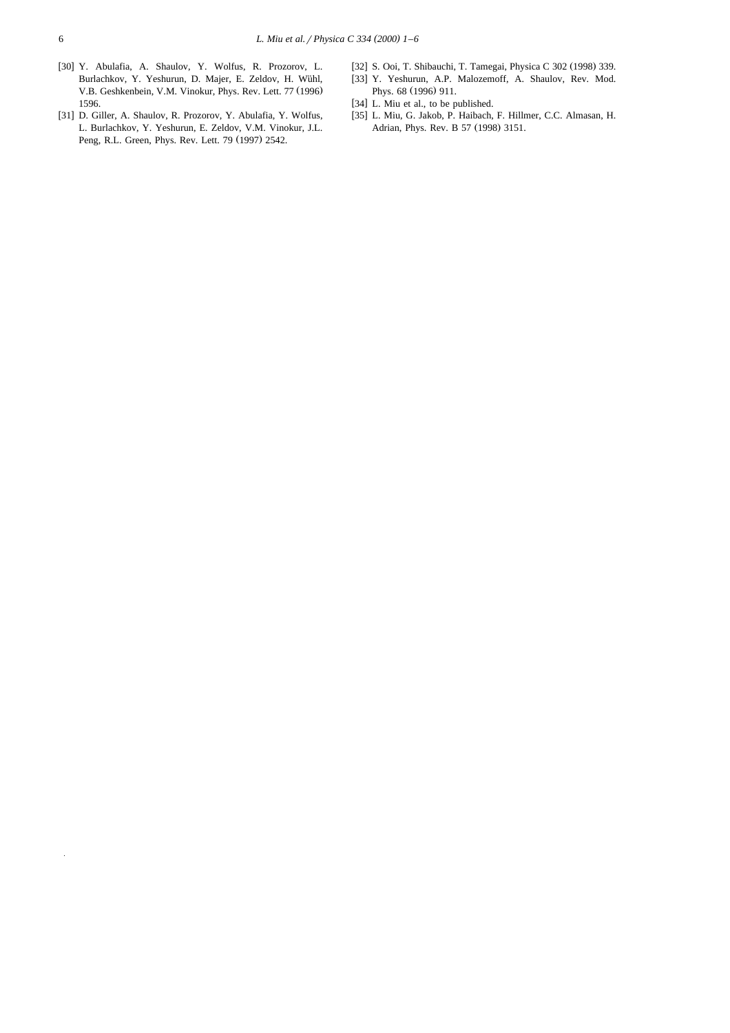[30] Y. Abulafia, A. Shaulov, Y. Wolfus, R. Prozorov, L. Burlachkov, Y. Yeshurun, D. Majer, E. Zeldov, H. Wühl, V.B. Geshkenbein, V.M. Vinokur, Phys. Rev. Lett. 77 (1996) 1596.

[31] D. Giller, A. Shaulov, R. Prozorov, Y. Abulafia, Y. Wolfus, L. Burlachkov, Y. Yeshurun, E. Zeldov, V.M. Vinokur, J.L. Peng, R.L. Green, Phys. Rev. Lett. 79 (1997) 2542.

[32] S. Ooi, T. Shibauchi, T. Tamegai, Physica C 302 (1998) 339.

[33] Y. Yeshurun, A.P. Malozemoff, A. Shaulov, Rev. Mod. Phys. 68 (1996) 911.

[34] L. Miu et al., to be published.

[35] L. Miu, G. Jakob, P. Haibach, F. Hillmer, C.C. Almasan, H. Adrian, Phys. Rev. B 57 (1998) 3151.